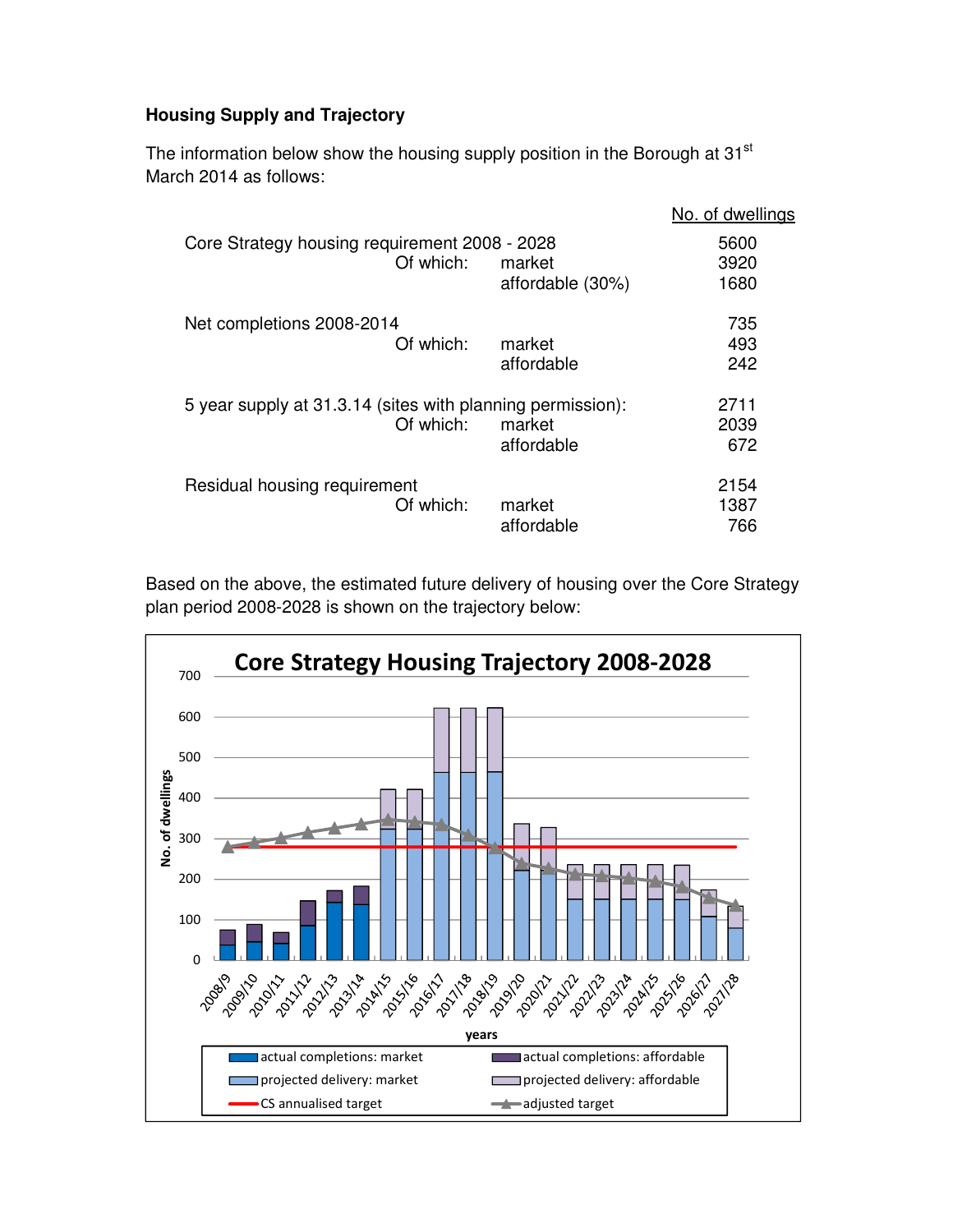**Housing Supply and Trajectory**

The information below show the housing supply position in the Borough at 31st March 2014 as follows:

| | | | No. of dwellings |
|---|---|---|---|
| Core Strategy housing requirement 2008 - 2028 | | | 5600 |
| | Of which: | market | 3920 |
| | | affordable (30%) | 1680 |
| Net completions 2008-2014 | | | 735 |
| | Of which: | market | 493 |
| | | affordable | 242 |
| 5 year supply at 31.3.14 (sites with planning permission): | | | 2711 |
| | Of which: | market | 2039 |
| | | affordable | 672 |
| Residual housing requirement | | | 2154 |
| | Of which: | market | 1387 |
| | | affordable | 766 |

Based on the above, the estimated future delivery of housing over the Core Strategy plan period 2008-2028 is shown on the trajectory below:

**Core Strategy Housing Trajectory 2008-2028**

Legend: actual completions: market; actual completions: affordable; projected delivery: market; projected delivery: affordable; CS annualised target; adjusted target

Y-axis: No. of dwellings (0–700). X-axis: years (2008/9 – 2027/28).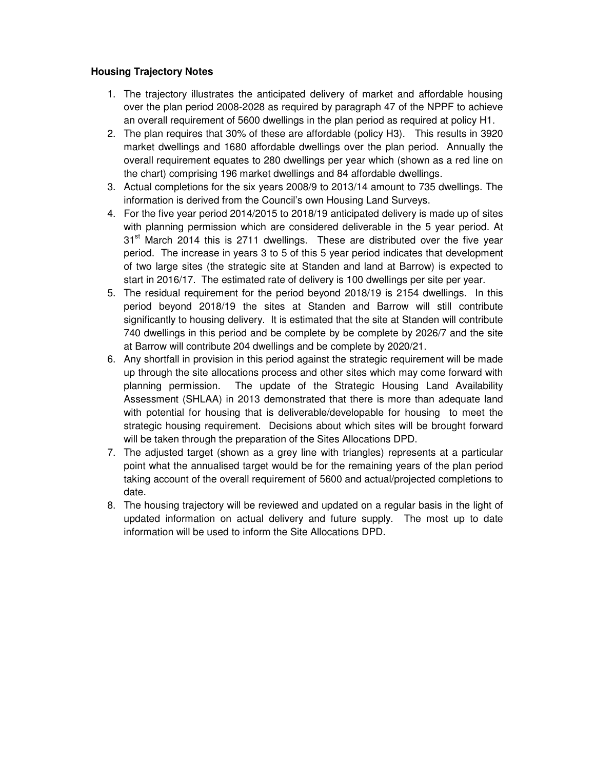**Housing Trajectory Notes**

1. The trajectory illustrates the anticipated delivery of market and affordable housing over the plan period 2008-2028 as required by paragraph 47 of the NPPF to achieve an overall requirement of 5600 dwellings in the plan period as required at policy H1.
2. The plan requires that 30% of these are affordable (policy H3). This results in 3920 market dwellings and 1680 affordable dwellings over the plan period. Annually the overall requirement equates to 280 dwellings per year which (shown as a red line on the chart) comprising 196 market dwellings and 84 affordable dwellings.
3. Actual completions for the six years 2008/9 to 2013/14 amount to 735 dwellings. The information is derived from the Council's own Housing Land Surveys.
4. For the five year period 2014/2015 to 2018/19 anticipated delivery is made up of sites with planning permission which are considered deliverable in the 5 year period. At 31st March 2014 this is 2711 dwellings. These are distributed over the five year period. The increase in years 3 to 5 of this 5 year period indicates that development of two large sites (the strategic site at Standen and land at Barrow) is expected to start in 2016/17. The estimated rate of delivery is 100 dwellings per site per year.
5. The residual requirement for the period beyond 2018/19 is 2154 dwellings. In this period beyond 2018/19 the sites at Standen and Barrow will still contribute significantly to housing delivery. It is estimated that the site at Standen will contribute 740 dwellings in this period and be complete by be complete by 2026/7 and the site at Barrow will contribute 204 dwellings and be complete by 2020/21.
6. Any shortfall in provision in this period against the strategic requirement will be made up through the site allocations process and other sites which may come forward with planning permission. The update of the Strategic Housing Land Availability Assessment (SHLAA) in 2013 demonstrated that there is more than adequate land with potential for housing that is deliverable/developable for housing to meet the strategic housing requirement. Decisions about which sites will be brought forward will be taken through the preparation of the Sites Allocations DPD.
7. The adjusted target (shown as a grey line with triangles) represents at a particular point what the annualised target would be for the remaining years of the plan period taking account of the overall requirement of 5600 and actual/projected completions to date.
8. The housing trajectory will be reviewed and updated on a regular basis in the light of updated information on actual delivery and future supply. The most up to date information will be used to inform the Site Allocations DPD.